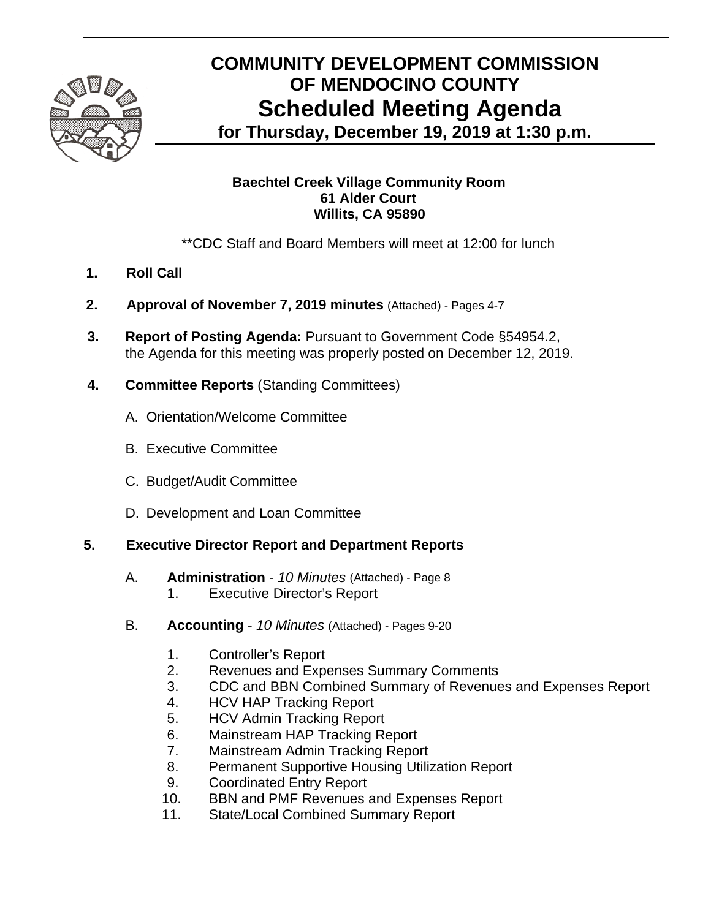# COMMUNITY DEVELOPMENT COMMISSION OF MENDOCINO COUNTY

## Scheduled Meeting Agenda

### for Thursday, December 19, 2019 at 1:30 p.m.

**Baechtel Creek Village Community Room**
**61 Alder Court**
**Willits, CA 95890**

**CDC Staff and Board Members will meet at 12:00 for lunch

1. **Roll Call**

2. **Approval of November 7, 2019 minutes** (Attached) - Pages 4-7

3. **Report of Posting Agenda:** Pursuant to Government Code §54954.2, the Agenda for this meeting was properly posted on December 12, 2019.

4. **Committee Reports** (Standing Committees)

   A. Orientation/Welcome Committee

   B. Executive Committee

   C. Budget/Audit Committee

   D. Development and Loan Committee

5. **Executive Director Report and Department Reports**

   A. **Administration** - *10 Minutes* (Attached) - Page 8
      1. Executive Director's Report

   B. **Accounting** - *10 Minutes* (Attached) - Pages 9-20
      1. Controller's Report
      2. Revenues and Expenses Summary Comments
      3. CDC and BBN Combined Summary of Revenues and Expenses Report
      4. HCV HAP Tracking Report
      5. HCV Admin Tracking Report
      6. Mainstream HAP Tracking Report
      7. Mainstream Admin Tracking Report
      8. Permanent Supportive Housing Utilization Report
      9. Coordinated Entry Report
      10. BBN and PMF Revenues and Expenses Report
      11. State/Local Combined Summary Report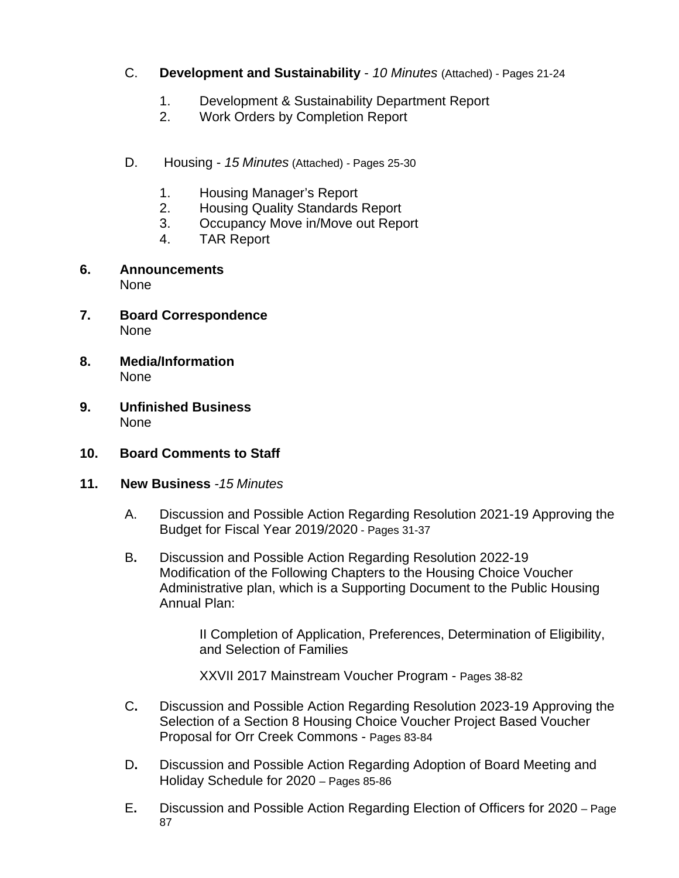C. **Development and Sustainability** - *10 Minutes* (Attached) - Pages 21-24

1. Development & Sustainability Department Report
2. Work Orders by Completion Report

D. Housing - *15 Minutes* (Attached) - Pages 25-30

1. Housing Manager's Report
2. Housing Quality Standards Report
3. Occupancy Move in/Move out Report
4. TAR Report

**6. Announcements**
None

**7. Board Correspondence**
None

**8. Media/Information**
None

**9. Unfinished Business**
None

**10. Board Comments to Staff**

**11. New Business** *-15 Minutes*

A. Discussion and Possible Action Regarding Resolution 2021-19 Approving the Budget for Fiscal Year 2019/2020 - Pages 31-37

B. Discussion and Possible Action Regarding Resolution 2022-19 Modification of the Following Chapters to the Housing Choice Voucher Administrative plan, which is a Supporting Document to the Public Housing Annual Plan:

II Completion of Application, Preferences, Determination of Eligibility, and Selection of Families

XXVII 2017 Mainstream Voucher Program - Pages 38-82

C. Discussion and Possible Action Regarding Resolution 2023-19 Approving the Selection of a Section 8 Housing Choice Voucher Project Based Voucher Proposal for Orr Creek Commons - Pages 83-84

D. Discussion and Possible Action Regarding Adoption of Board Meeting and Holiday Schedule for 2020 – Pages 85-86

E. Discussion and Possible Action Regarding Election of Officers for 2020 – Page 87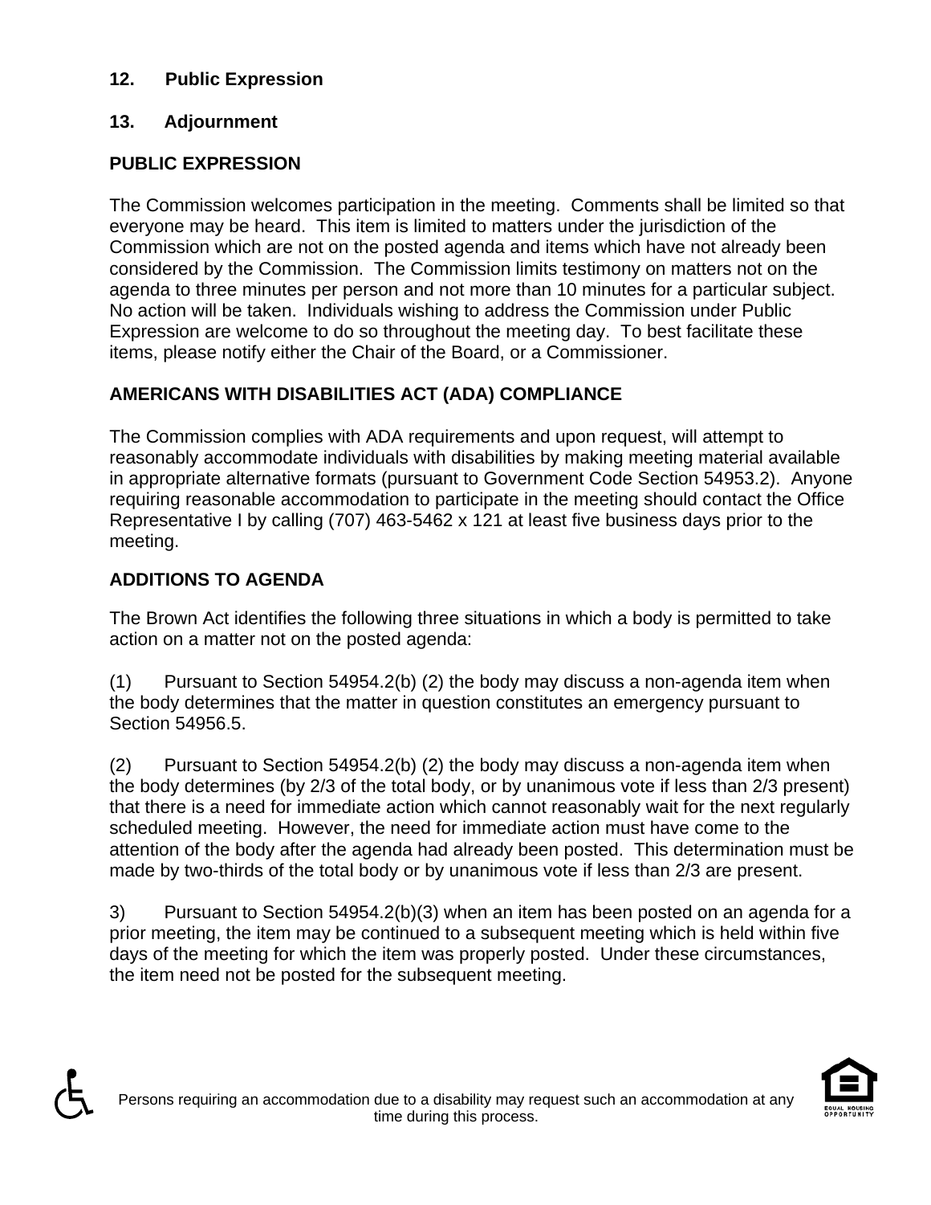**12. Public Expression**

**13. Adjournment**

**PUBLIC EXPRESSION**

The Commission welcomes participation in the meeting. Comments shall be limited so that everyone may be heard. This item is limited to matters under the jurisdiction of the Commission which are not on the posted agenda and items which have not already been considered by the Commission. The Commission limits testimony on matters not on the agenda to three minutes per person and not more than 10 minutes for a particular subject. No action will be taken. Individuals wishing to address the Commission under Public Expression are welcome to do so throughout the meeting day. To best facilitate these items, please notify either the Chair of the Board, or a Commissioner.

**AMERICANS WITH DISABILITIES ACT (ADA) COMPLIANCE**

The Commission complies with ADA requirements and upon request, will attempt to reasonably accommodate individuals with disabilities by making meeting material available in appropriate alternative formats (pursuant to Government Code Section 54953.2). Anyone requiring reasonable accommodation to participate in the meeting should contact the Office Representative I by calling (707) 463-5462 x 121 at least five business days prior to the meeting.

**ADDITIONS TO AGENDA**

The Brown Act identifies the following three situations in which a body is permitted to take action on a matter not on the posted agenda:

(1) Pursuant to Section 54954.2(b) (2) the body may discuss a non-agenda item when the body determines that the matter in question constitutes an emergency pursuant to Section 54956.5.

(2) Pursuant to Section 54954.2(b) (2) the body may discuss a non-agenda item when the body determines (by 2/3 of the total body, or by unanimous vote if less than 2/3 present) that there is a need for immediate action which cannot reasonably wait for the next regularly scheduled meeting. However, the need for immediate action must have come to the attention of the body after the agenda had already been posted. This determination must be made by two-thirds of the total body or by unanimous vote if less than 2/3 are present.

3) Pursuant to Section 54954.2(b)(3) when an item has been posted on an agenda for a prior meeting, the item may be continued to a subsequent meeting which is held within five days of the meeting for which the item was properly posted. Under these circumstances, the item need not be posted for the subsequent meeting.

Persons requiring an accommodation due to a disability may request such an accommodation at any time during this process.